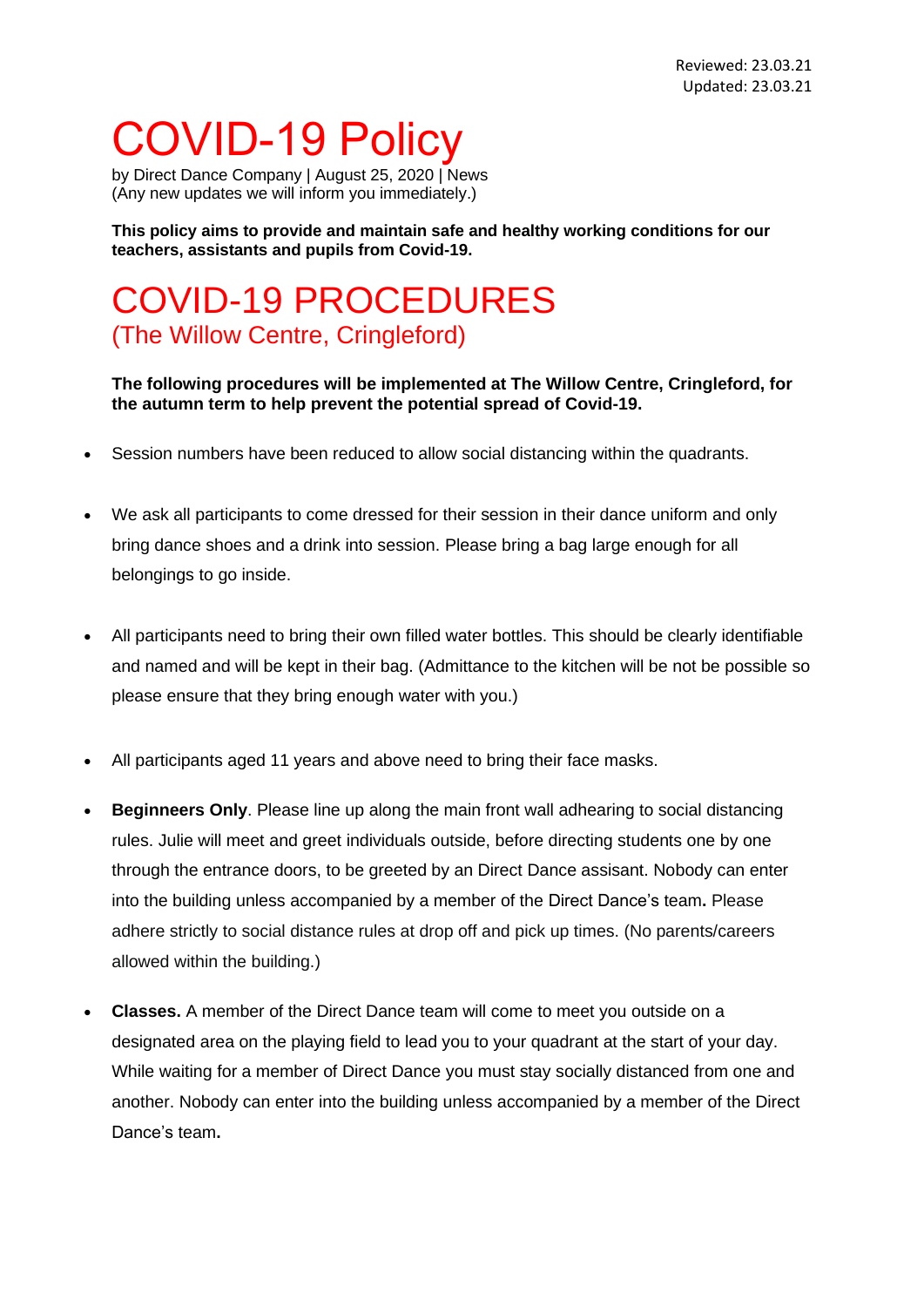Reviewed: 23.03.21
Updated: 23.03.21

# COVID-19 Policy

by Direct Dance Company | August 25, 2020 | News
(Any new updates we will inform you immediately.)

**This policy aims to provide and maintain safe and healthy working conditions for our teachers, assistants and pupils from Covid-19.**

## COVID-19 PROCEDURES
### (The Willow Centre, Cringleford)

**The following procedures will be implemented at The Willow Centre, Cringleford, for the autumn term to help prevent the potential spread of Covid-19.**

- Session numbers have been reduced to allow social distancing within the quadrants.
- We ask all participants to come dressed for their session in their dance uniform and only bring dance shoes and a drink into session. Please bring a bag large enough for all belongings to go inside.
- All participants need to bring their own filled water bottles. This should be clearly identifiable and named and will be kept in their bag. (Admittance to the kitchen will be not be possible so please ensure that they bring enough water with you.)
- All participants aged 11 years and above need to bring their face masks.
- **Beginneers Only**. Please line up along the main front wall adhearing to social distancing rules. Julie will meet and greet individuals outside, before directing students one by one through the entrance doors, to be greeted by an Direct Dance assisant. Nobody can enter into the building unless accompanied by a member of the Direct Dance's team**.** Please adhere strictly to social distance rules at drop off and pick up times. (No parents/careers allowed within the building.)
- **Classes.** A member of the Direct Dance team will come to meet you outside on a designated area on the playing field to lead you to your quadrant at the start of your day. While waiting for a member of Direct Dance you must stay socially distanced from one and another. Nobody can enter into the building unless accompanied by a member of the Direct Dance's team**.**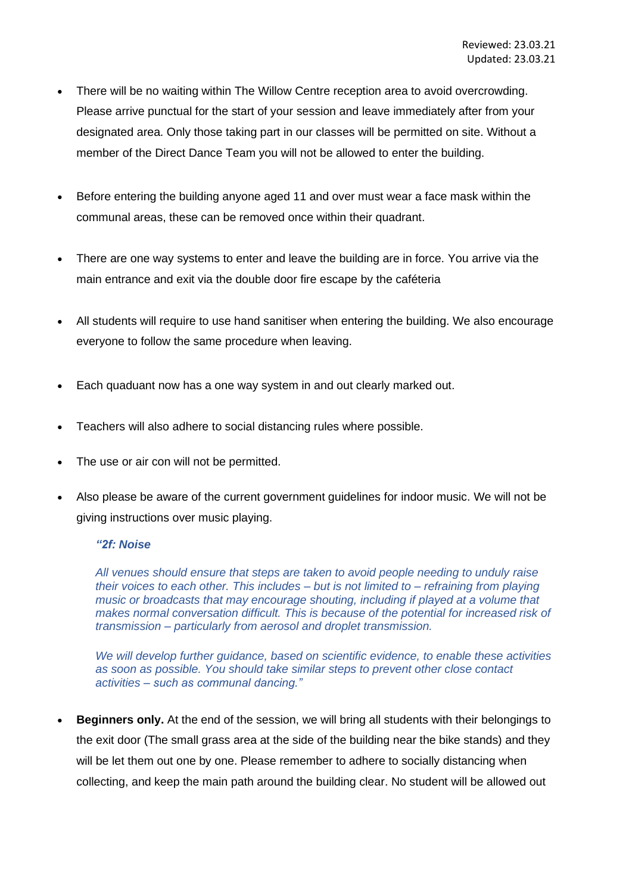Reviewed: 23.03.21
Updated: 23.03.21

- There will be no waiting within The Willow Centre reception area to avoid overcrowding. Please arrive punctual for the start of your session and leave immediately after from your designated area. Only those taking part in our classes will be permitted on site. Without a member of the Direct Dance Team you will not be allowed to enter the building.

- Before entering the building anyone aged 11 and over must wear a face mask within the communal areas, these can be removed once within their quadrant.

- There are one way systems to enter and leave the building are in force. You arrive via the main entrance and exit via the double door fire escape by the caféteria

- All students will require to use hand sanitiser when entering the building. We also encourage everyone to follow the same procedure when leaving.

- Each quaduant now has a one way system in and out clearly marked out.

- Teachers will also adhere to social distancing rules where possible.

- The use or air con will not be permitted.

- Also please be aware of the current government guidelines for indoor music. We will not be giving instructions over music playing.

  > ***"2f: Noise***
  >
  > *All venues should ensure that steps are taken to avoid people needing to unduly raise their voices to each other. This includes – but is not limited to – refraining from playing music or broadcasts that may encourage shouting, including if played at a volume that makes normal conversation difficult. This is because of the potential for increased risk of transmission – particularly from aerosol and droplet transmission.*
  >
  > *We will develop further guidance, based on scientific evidence, to enable these activities as soon as possible. You should take similar steps to prevent other close contact activities – such as communal dancing."*

- **Beginners only.** At the end of the session, we will bring all students with their belongings to the exit door (The small grass area at the side of the building near the bike stands) and they will be let them out one by one. Please remember to adhere to socially distancing when collecting, and keep the main path around the building clear. No student will be allowed out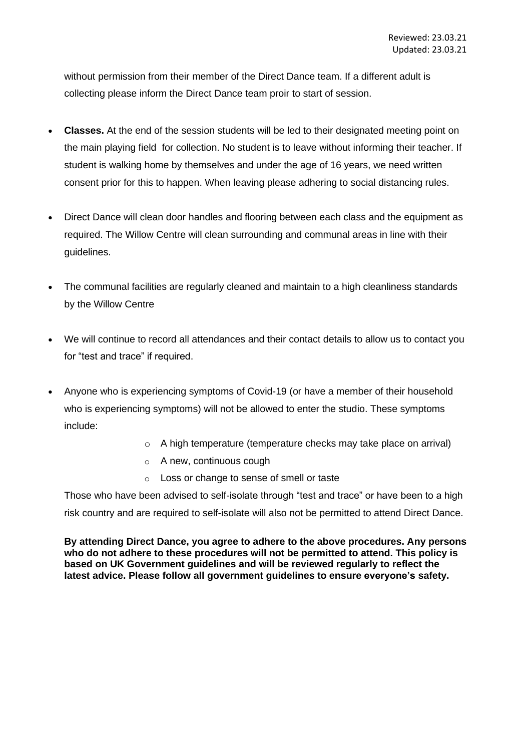without permission from their member of the Direct Dance team. If a different adult is collecting please inform the Direct Dance team proir to start of session.

- **Classes.** At the end of the session students will be led to their designated meeting point on the main playing field for collection. No student is to leave without informing their teacher. If student is walking home by themselves and under the age of 16 years, we need written consent prior for this to happen. When leaving please adhering to social distancing rules.

- Direct Dance will clean door handles and flooring between each class and the equipment as required. The Willow Centre will clean surrounding and communal areas in line with their guidelines.

- The communal facilities are regularly cleaned and maintain to a high cleanliness standards by the Willow Centre

- We will continue to record all attendances and their contact details to allow us to contact you for "test and trace" if required.

- Anyone who is experiencing symptoms of Covid-19 (or have a member of their household who is experiencing symptoms) will not be allowed to enter the studio. These symptoms include:
  - A high temperature (temperature checks may take place on arrival)
  - A new, continuous cough
  - Loss or change to sense of smell or taste

  Those who have been advised to self-isolate through "test and trace" or have been to a high risk country and are required to self-isolate will also not be permitted to attend Direct Dance.

**By attending Direct Dance, you agree to adhere to the above procedures. Any persons who do not adhere to these procedures will not be permitted to attend. This policy is based on UK Government guidelines and will be reviewed regularly to reflect the latest advice. Please follow all government guidelines to ensure everyone's safety.**